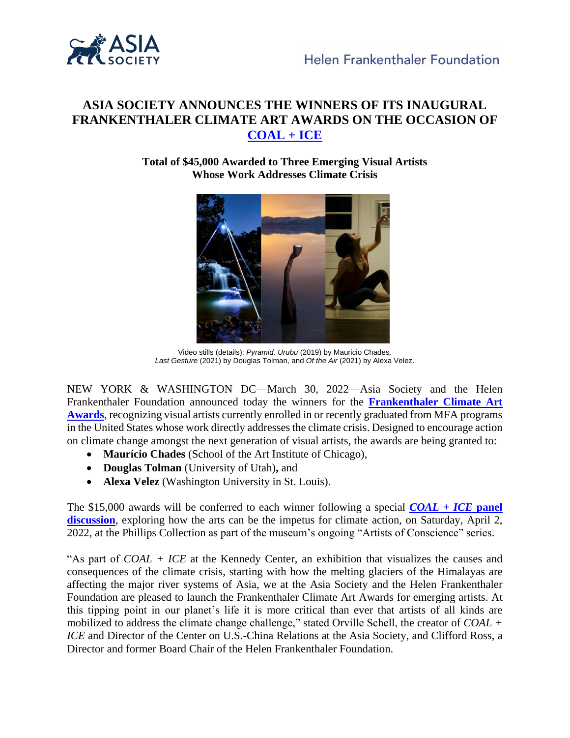# ASIA SOCIETY ANNOUNCES THE WINNERS OF ITS INAUGURAL FRANKENTHALER CLIMATE ART AWARDS ON THE OCCASION OF COAL + ICE

**Total of $45,000 Awarded to Three Emerging Visual Artists Whose Work Addresses Climate Crisis**

Video stills (details): *Pyramid, Urubu* (2019) by Mauricio Chades, *Last Gesture* (2021) by Douglas Tolman, and *Of the Air* (2021) by Alexa Velez.

NEW YORK & WASHINGTON DC—March 30, 2022—Asia Society and the Helen Frankenthaler Foundation announced today the winners for the **Frankenthaler Climate Art Awards**, recognizing visual artists currently enrolled in or recently graduated from MFA programs in the United States whose work directly addresses the climate crisis. Designed to encourage action on climate change amongst the next generation of visual artists, the awards are being granted to:

- **Maurício Chades** (School of the Art Institute of Chicago),
- **Douglas Tolman** (University of Utah)**,** and
- **Alexa Velez** (Washington University in St. Louis).

The $15,000 awards will be conferred to each winner following a special ***COAL + ICE* panel discussion**, exploring how the arts can be the impetus for climate action, on Saturday, April 2, 2022, at the Phillips Collection as part of the museum's ongoing "Artists of Conscience" series.

"As part of *COAL + ICE* at the Kennedy Center, an exhibition that visualizes the causes and consequences of the climate crisis, starting with how the melting glaciers of the Himalayas are affecting the major river systems of Asia, we at the Asia Society and the Helen Frankenthaler Foundation are pleased to launch the Frankenthaler Climate Art Awards for emerging artists. At this tipping point in our planet's life it is more critical than ever that artists of all kinds are mobilized to address the climate change challenge," stated Orville Schell, the creator of *COAL + ICE* and Director of the Center on U.S.-China Relations at the Asia Society, and Clifford Ross, a Director and former Board Chair of the Helen Frankenthaler Foundation.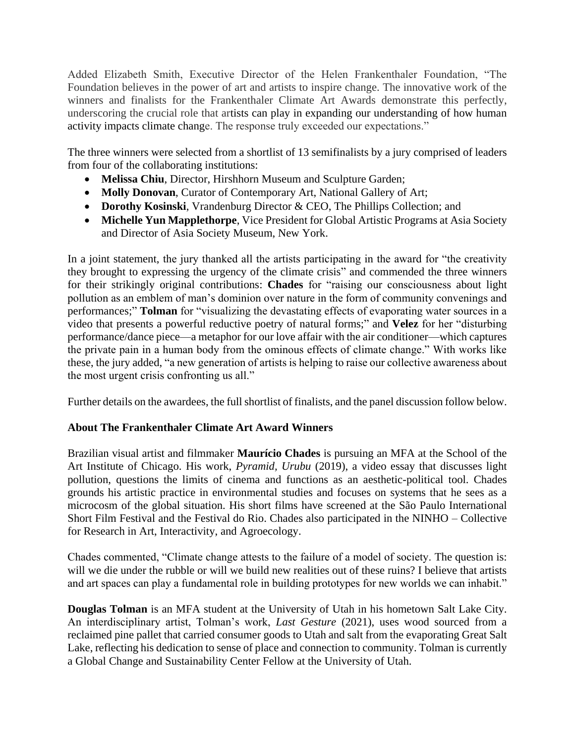Added Elizabeth Smith, Executive Director of the Helen Frankenthaler Foundation, "The Foundation believes in the power of art and artists to inspire change. The innovative work of the winners and finalists for the Frankenthaler Climate Art Awards demonstrate this perfectly, underscoring the crucial role that artists can play in expanding our understanding of how human activity impacts climate change. The response truly exceeded our expectations."

The three winners were selected from a shortlist of 13 semifinalists by a jury comprised of leaders from four of the collaborating institutions:

- **Melissa Chiu**, Director, Hirshhorn Museum and Sculpture Garden;
- **Molly Donovan**, Curator of Contemporary Art, National Gallery of Art;
- **Dorothy Kosinski**, Vrandenburg Director & CEO, The Phillips Collection; and
- **Michelle Yun Mapplethorpe**, Vice President for Global Artistic Programs at Asia Society and Director of Asia Society Museum, New York.

In a joint statement, the jury thanked all the artists participating in the award for "the creativity they brought to expressing the urgency of the climate crisis" and commended the three winners for their strikingly original contributions: **Chades** for "raising our consciousness about light pollution as an emblem of man's dominion over nature in the form of community convenings and performances;" **Tolman** for "visualizing the devastating effects of evaporating water sources in a video that presents a powerful reductive poetry of natural forms;" and **Velez** for her "disturbing performance/dance piece—a metaphor for our love affair with the air conditioner—which captures the private pain in a human body from the ominous effects of climate change." With works like these, the jury added, "a new generation of artists is helping to raise our collective awareness about the most urgent crisis confronting us all."

Further details on the awardees, the full shortlist of finalists, and the panel discussion follow below.

**About The Frankenthaler Climate Art Award Winners**

Brazilian visual artist and filmmaker **Maurício Chades** is pursuing an MFA at the School of the Art Institute of Chicago. His work, *Pyramid, Urubu* (2019), a video essay that discusses light pollution, questions the limits of cinema and functions as an aesthetic-political tool. Chades grounds his artistic practice in environmental studies and focuses on systems that he sees as a microcosm of the global situation. His short films have screened at the São Paulo International Short Film Festival and the Festival do Rio. Chades also participated in the NINHO – Collective for Research in Art, Interactivity, and Agroecology.

Chades commented, "Climate change attests to the failure of a model of society. The question is: will we die under the rubble or will we build new realities out of these ruins? I believe that artists and art spaces can play a fundamental role in building prototypes for new worlds we can inhabit."

**Douglas Tolman** is an MFA student at the University of Utah in his hometown Salt Lake City. An interdisciplinary artist, Tolman's work, *Last Gesture* (2021), uses wood sourced from a reclaimed pine pallet that carried consumer goods to Utah and salt from the evaporating Great Salt Lake, reflecting his dedication to sense of place and connection to community. Tolman is currently a Global Change and Sustainability Center Fellow at the University of Utah.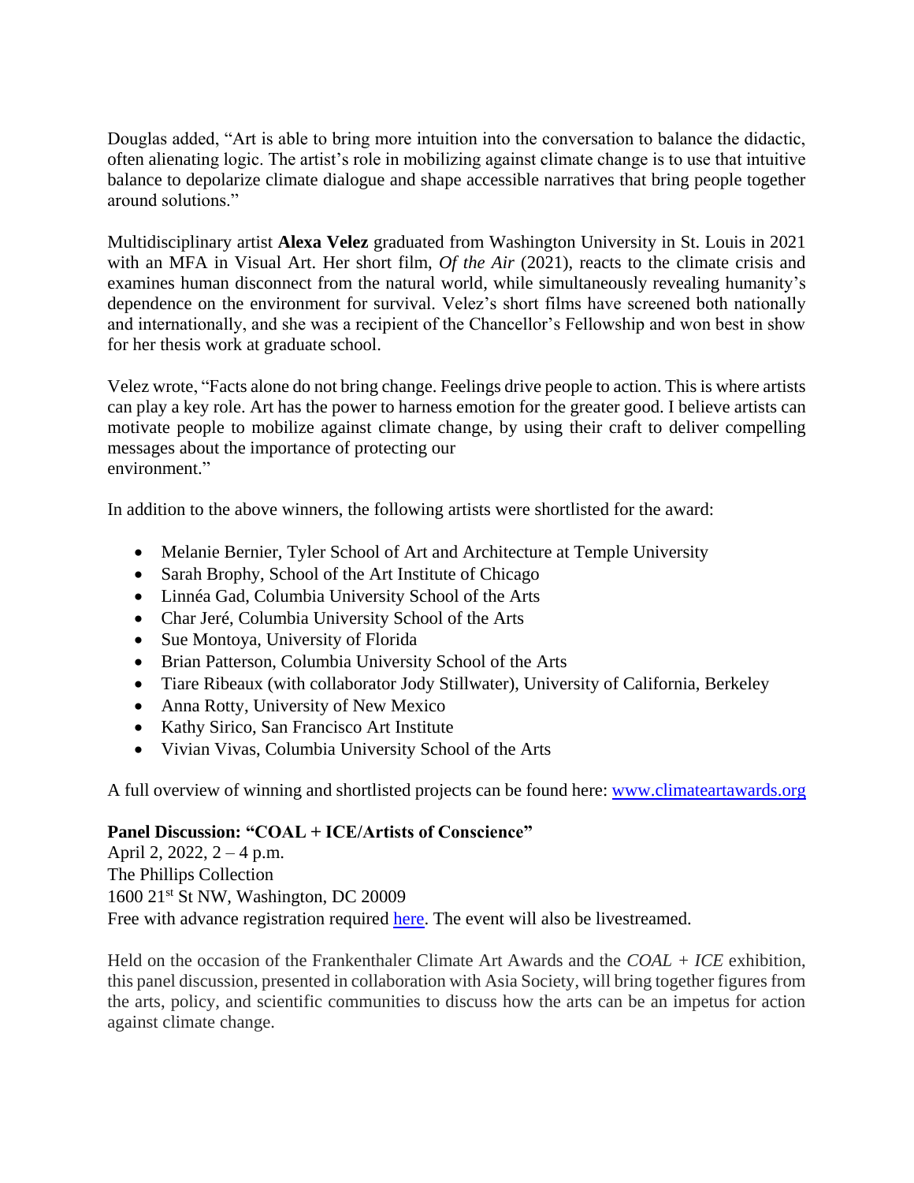Douglas added, "Art is able to bring more intuition into the conversation to balance the didactic, often alienating logic. The artist's role in mobilizing against climate change is to use that intuitive balance to depolarize climate dialogue and shape accessible narratives that bring people together around solutions."

Multidisciplinary artist **Alexa Velez** graduated from Washington University in St. Louis in 2021 with an MFA in Visual Art. Her short film, *Of the Air* (2021), reacts to the climate crisis and examines human disconnect from the natural world, while simultaneously revealing humanity's dependence on the environment for survival. Velez's short films have screened both nationally and internationally, and she was a recipient of the Chancellor's Fellowship and won best in show for her thesis work at graduate school.

Velez wrote, "Facts alone do not bring change. Feelings drive people to action. This is where artists can play a key role. Art has the power to harness emotion for the greater good. I believe artists can motivate people to mobilize against climate change, by using their craft to deliver compelling messages about the importance of protecting our environment."

In addition to the above winners, the following artists were shortlisted for the award:

- Melanie Bernier, Tyler School of Art and Architecture at Temple University
- Sarah Brophy, School of the Art Institute of Chicago
- Linnéa Gad, Columbia University School of the Arts
- Char Jeré, Columbia University School of the Arts
- Sue Montoya, University of Florida
- Brian Patterson, Columbia University School of the Arts
- Tiare Ribeaux (with collaborator Jody Stillwater), University of California, Berkeley
- Anna Rotty, University of New Mexico
- Kathy Sirico, San Francisco Art Institute
- Vivian Vivas, Columbia University School of the Arts

A full overview of winning and shortlisted projects can be found here: [www.climateartawards.org](www.climateartawards.org)

**Panel Discussion: "COAL + ICE/Artists of Conscience"**
April 2, 2022, 2 – 4 p.m.
The Phillips Collection
1600 21st St NW, Washington, DC 20009
Free with advance registration required here. The event will also be livestreamed.

Held on the occasion of the Frankenthaler Climate Art Awards and the *COAL + ICE* exhibition, this panel discussion, presented in collaboration with Asia Society, will bring together figures from the arts, policy, and scientific communities to discuss how the arts can be an impetus for action against climate change.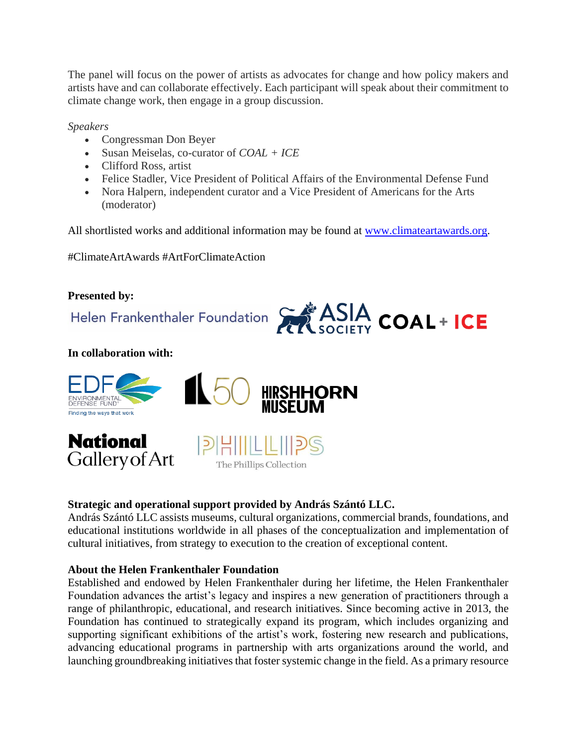The panel will focus on the power of artists as advocates for change and how policy makers and artists have and can collaborate effectively. Each participant will speak about their commitment to climate change work, then engage in a group discussion.

*Speakers*

- Congressman Don Beyer
- Susan Meiselas, co-curator of *COAL + ICE*
- Clifford Ross, artist
- Felice Stadler, Vice President of Political Affairs of the Environmental Defense Fund
- Nora Halpern, independent curator and a Vice President of Americans for the Arts (moderator)

All shortlisted works and additional information may be found at www.climateartawards.org.

#ClimateArtAwards #ArtForClimateAction

**Presented by:**

Helen Frankenthaler Foundation | ASIA SOCIETY | COAL + ICE

**In collaboration with:**

EDF Environmental Defense Fund — Finding the ways that work | 50 HIRSHHORN MUSEUM | National Gallery of Art | PHILLIPS The Phillips Collection

**Strategic and operational support provided by András Szántó LLC.**
András Szántó LLC assists museums, cultural organizations, commercial brands, foundations, and educational institutions worldwide in all phases of the conceptualization and implementation of cultural initiatives, from strategy to execution to the creation of exceptional content.

**About the Helen Frankenthaler Foundation**
Established and endowed by Helen Frankenthaler during her lifetime, the Helen Frankenthaler Foundation advances the artist's legacy and inspires a new generation of practitioners through a range of philanthropic, educational, and research initiatives. Since becoming active in 2013, the Foundation has continued to strategically expand its program, which includes organizing and supporting significant exhibitions of the artist's work, fostering new research and publications, advancing educational programs in partnership with arts organizations around the world, and launching groundbreaking initiatives that foster systemic change in the field. As a primary resource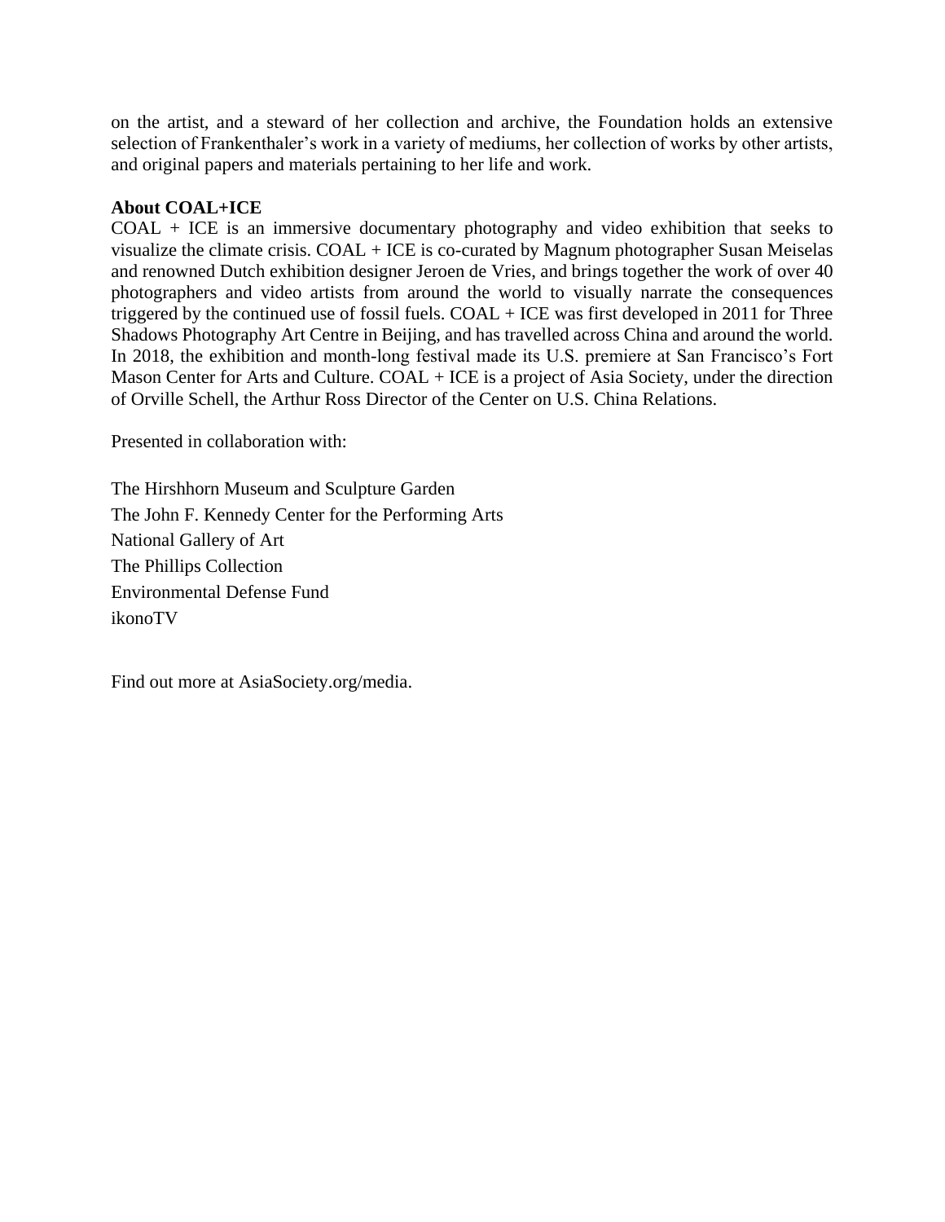on the artist, and a steward of her collection and archive, the Foundation holds an extensive selection of Frankenthaler's work in a variety of mediums, her collection of works by other artists, and original papers and materials pertaining to her life and work.

**About COAL+ICE**

COAL + ICE is an immersive documentary photography and video exhibition that seeks to visualize the climate crisis. COAL + ICE is co-curated by Magnum photographer Susan Meiselas and renowned Dutch exhibition designer Jeroen de Vries, and brings together the work of over 40 photographers and video artists from around the world to visually narrate the consequences triggered by the continued use of fossil fuels. COAL + ICE was first developed in 2011 for Three Shadows Photography Art Centre in Beijing, and has travelled across China and around the world. In 2018, the exhibition and month-long festival made its U.S. premiere at San Francisco's Fort Mason Center for Arts and Culture. COAL + ICE is a project of Asia Society, under the direction of Orville Schell, the Arthur Ross Director of the Center on U.S. China Relations.

Presented in collaboration with:

The Hirshhorn Museum and Sculpture Garden
The John F. Kennedy Center for the Performing Arts
National Gallery of Art
The Phillips Collection
Environmental Defense Fund
ikonoTV

Find out more at AsiaSociety.org/media.